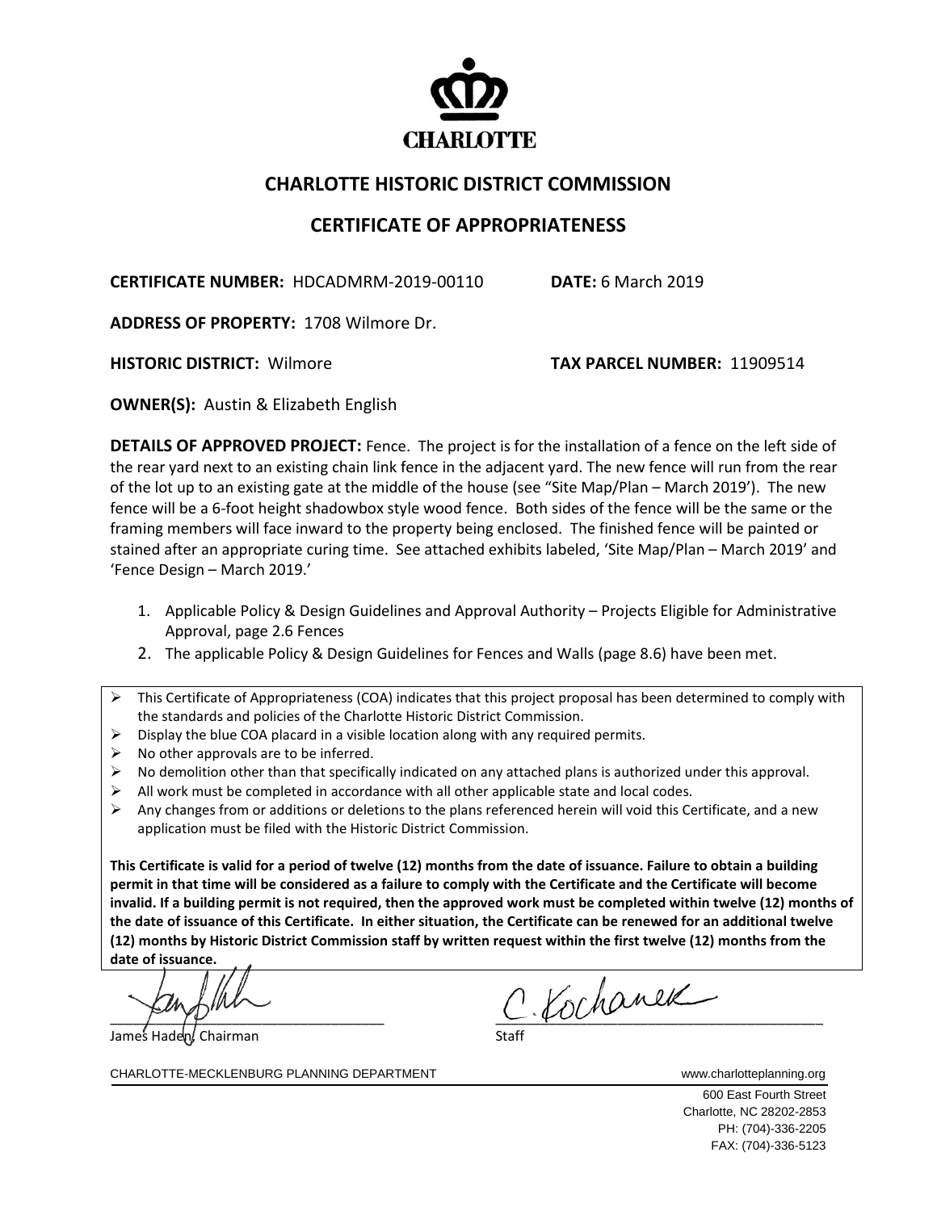CHARLOTTE

# CHARLOTTE HISTORIC DISTRICT COMMISSION

## CERTIFICATE OF APPROPRIATENESS

**CERTIFICATE NUMBER:** HDCADMRM-2019-00110 **DATE:** 6 March 2019

**ADDRESS OF PROPERTY:** 1708 Wilmore Dr.

**HISTORIC DISTRICT:** Wilmore **TAX PARCEL NUMBER:** 11909514

**OWNER(S):** Austin & Elizabeth English

**DETAILS OF APPROVED PROJECT:** Fence. The project is for the installation of a fence on the left side of the rear yard next to an existing chain link fence in the adjacent yard. The new fence will run from the rear of the lot up to an existing gate at the middle of the house (see "Site Map/Plan – March 2019'). The new fence will be a 6-foot height shadowbox style wood fence. Both sides of the fence will be the same or the framing members will face inward to the property being enclosed. The finished fence will be painted or stained after an appropriate curing time. See attached exhibits labeled, 'Site Map/Plan – March 2019' and 'Fence Design – March 2019.'

1. Applicable Policy & Design Guidelines and Approval Authority – Projects Eligible for Administrative Approval, page 2.6 Fences
2. The applicable Policy & Design Guidelines for Fences and Walls (page 8.6) have been met.

- This Certificate of Appropriateness (COA) indicates that this project proposal has been determined to comply with the standards and policies of the Charlotte Historic District Commission.
- Display the blue COA placard in a visible location along with any required permits.
- No other approvals are to be inferred.
- No demolition other than that specifically indicated on any attached plans is authorized under this approval.
- All work must be completed in accordance with all other applicable state and local codes.
- Any changes from or additions or deletions to the plans referenced herein will void this Certificate, and a new application must be filed with the Historic District Commission.

**This Certificate is valid for a period of twelve (12) months from the date of issuance. Failure to obtain a building permit in that time will be considered as a failure to comply with the Certificate and the Certificate will become invalid. If a building permit is not required, then the approved work must be completed within twelve (12) months of the date of issuance of this Certificate. In either situation, the Certificate can be renewed for an additional twelve (12) months by Historic District Commission staff by written request within the first twelve (12) months from the date of issuance.**

James Haden, Chairman

C. Kochanek
Staff

CHARLOTTE-MECKLENBURG PLANNING DEPARTMENT www.charlotteplanning.org

600 East Fourth Street
Charlotte, NC 28202-2853
PH: (704)-336-2205
FAX: (704)-336-5123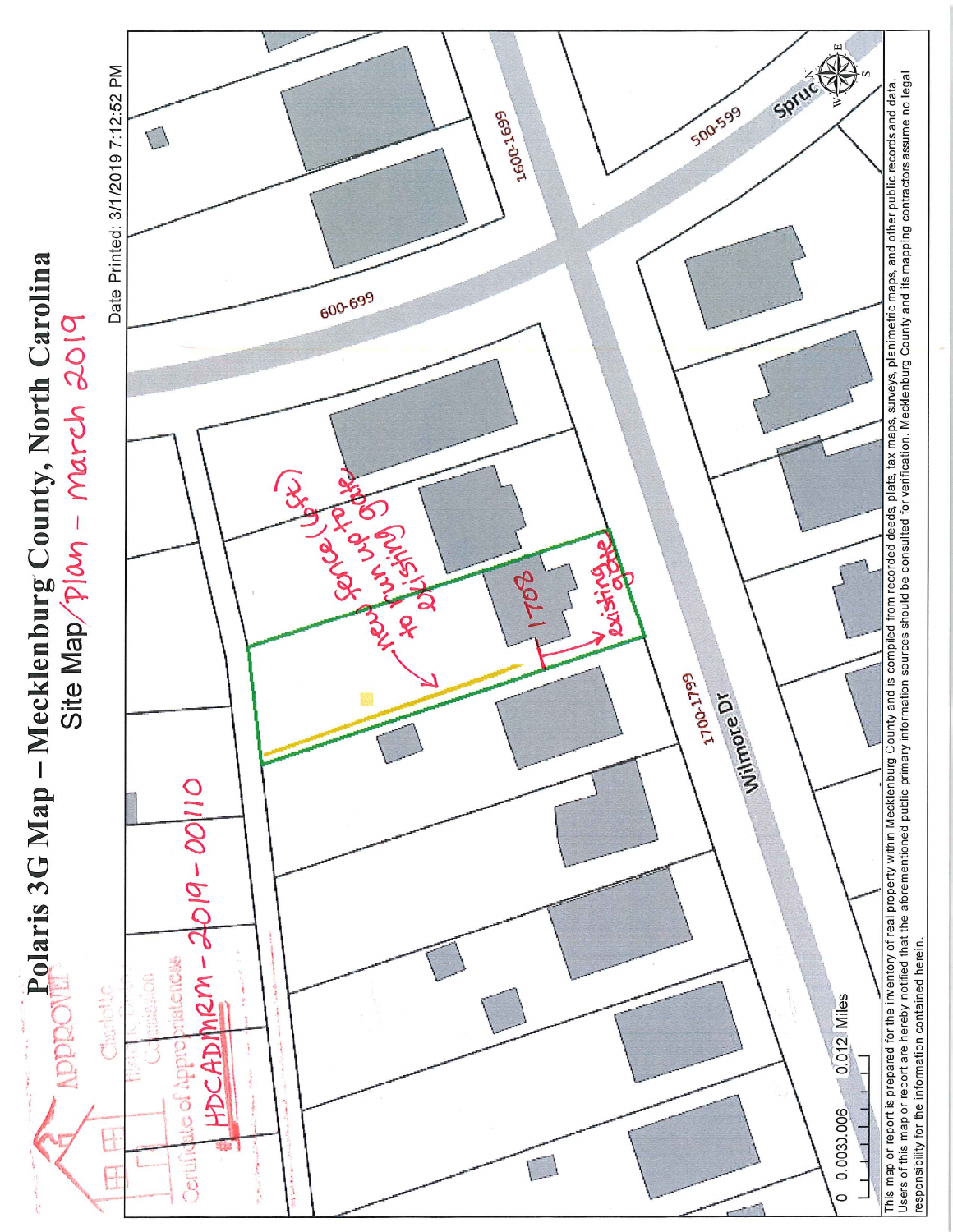# Polaris 3G Map – Mecklenburg County, North Carolina

## Site Map/Plan – March 2019

Date Printed: 3/1/2019 7:12:52 PM

APPROVED
Charlotte Historic District Commission
Certificate of Appropriateness
#HDCADMRM-2019-00110

new fence (left) to run up to the existing gate

1708

existing gate

600-699

1600-1699

500-599

1700-1799

Wilmore Dr

Spruc

0 0.003 0.006 0.012 Miles

This map or report is prepared for the inventory of real property within Mecklenburg County and is compiled from recorded deeds, plats, tax maps, surveys, planimetric maps, and other public records and data. Users of this map or report are hereby notified that the aforementioned public primary information sources should be consulted for verification. Mecklenburg County and its mapping contractors assume no legal responsibility for the information contained herein.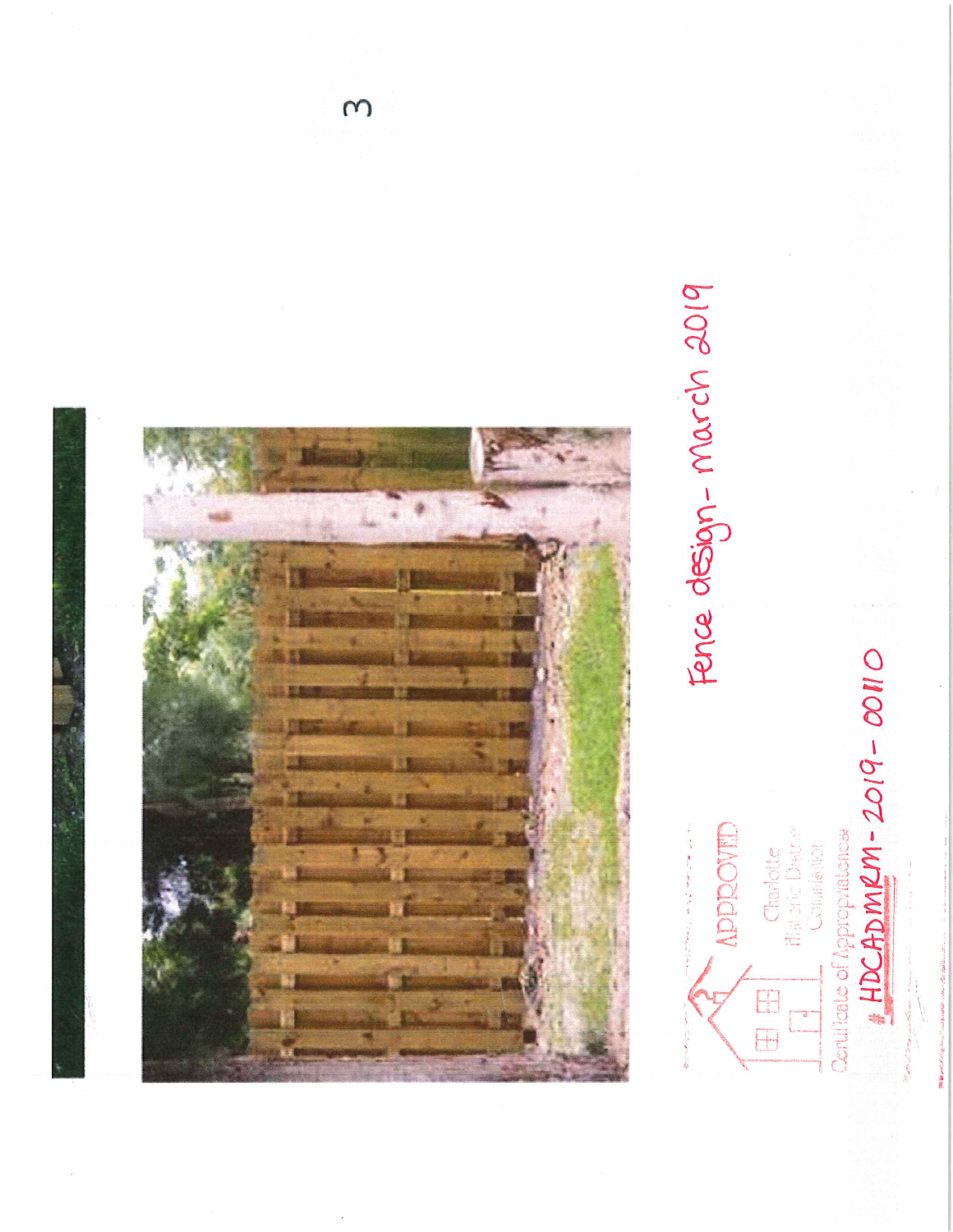Fence design- March 2019

APPROVED

Charlotte Historic District Commission

Certificate of Appropriateness

# HDCADMRM-2019-00110